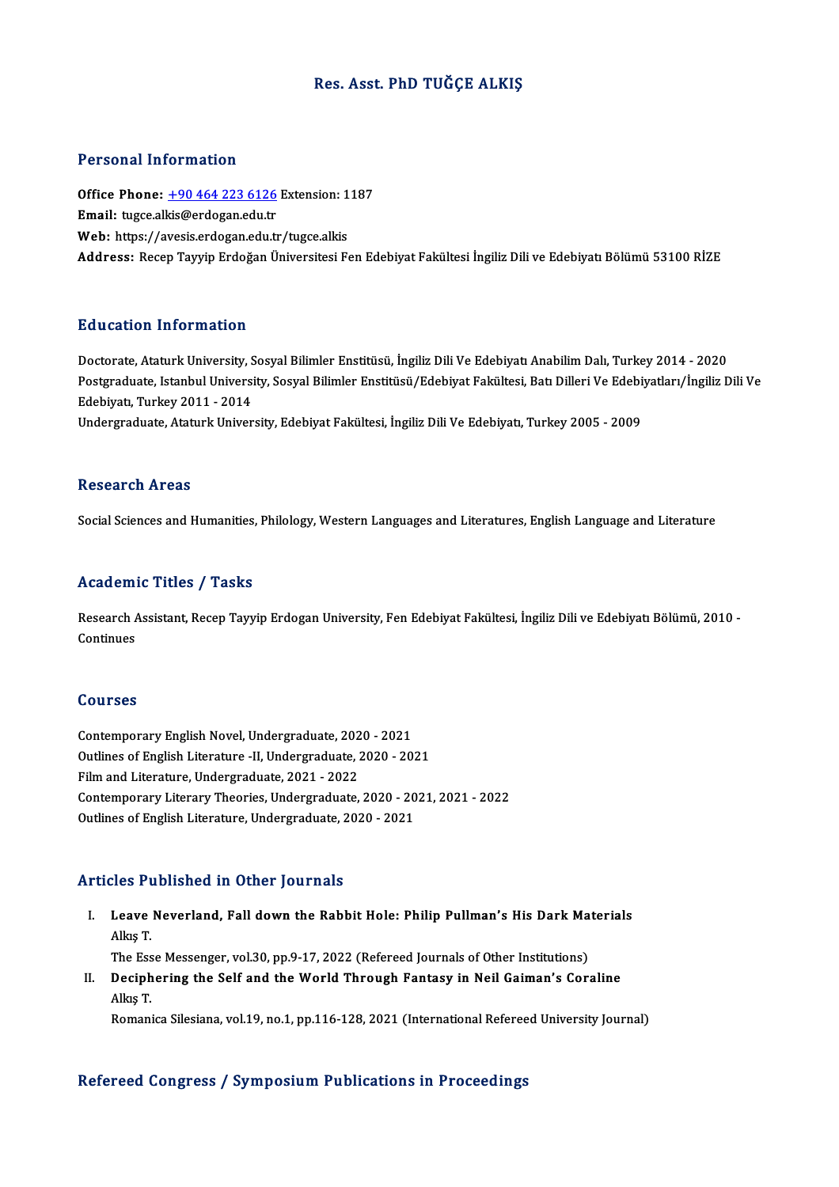# Res. Asst. PhD TUĞÇE ALKIŞ

## Personal Information

**Office Phone:** +90 464 223 6126 Extension: 1187
**Email:** tugce.alkis@erdogan.edu.tr
**Web:** https://avesis.erdogan.edu.tr/tugce.alkis
**Address:** Recep Tayyip Erdoğan Üniversitesi Fen Edebiyat Fakültesi İngiliz Dili ve Edebiyatı Bölümü 53100 RİZE

## Education Information

Doctorate, Ataturk University, Sosyal Bilimler Enstitüsü, İngiliz Dili Ve Edebiyatı Anabilim Dalı, Turkey 2014 - 2020
Postgraduate, Istanbul University, Sosyal Bilimler Enstitüsü/Edebiyat Fakültesi, Batı Dilleri Ve Edebiyatları/İngiliz Dili Ve Edebiyatı, Turkey 2011 - 2014
Undergraduate, Ataturk University, Edebiyat Fakültesi, İngiliz Dili Ve Edebiyatı, Turkey 2005 - 2009

## Research Areas

Social Sciences and Humanities, Philology, Western Languages and Literatures, English Language and Literature

## Academic Titles / Tasks

Research Assistant, Recep Tayyip Erdogan University, Fen Edebiyat Fakültesi, İngiliz Dili ve Edebiyatı Bölümü, 2010 - Continues

## Courses

Contemporary English Novel, Undergraduate, 2020 - 2021
Outlines of English Literature -II, Undergraduate, 2020 - 2021
Film and Literature, Undergraduate, 2021 - 2022
Contemporary Literary Theories, Undergraduate, 2020 - 2021, 2021 - 2022
Outlines of English Literature, Undergraduate, 2020 - 2021

## Articles Published in Other Journals

I. **Leave Neverland, Fall down the Rabbit Hole: Philip Pullman's His Dark Materials**
Alkış T.
The Esse Messenger, vol.30, pp.9-17, 2022 (Refereed Journals of Other Institutions)

II. **Deciphering the Self and the World Through Fantasy in Neil Gaiman's Coraline**
Alkış T.
Romanica Silesiana, vol.19, no.1, pp.116-128, 2021 (International Refereed University Journal)

## Refereed Congress / Symposium Publications in Proceedings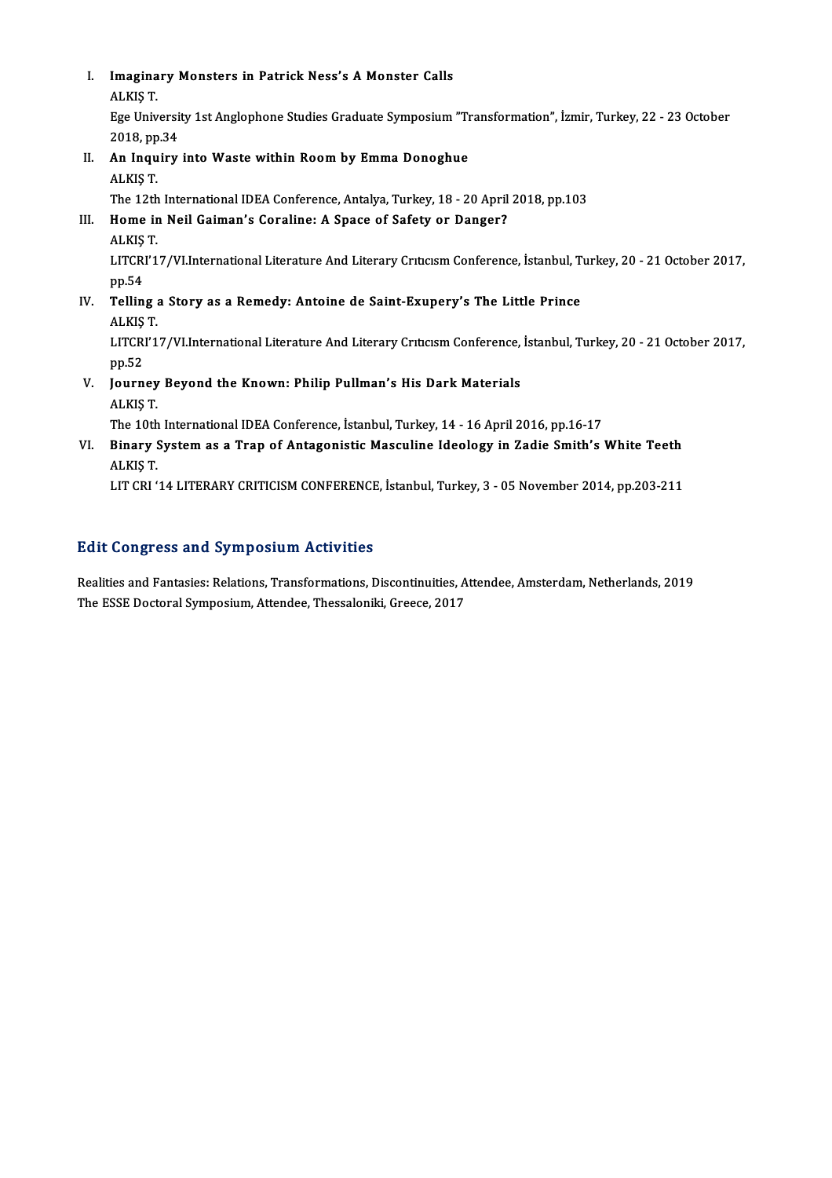I. **Imaginary Monsters in Patrick Ness's A Monster Calls**
   ALKIŞ T.
   Ege University 1st Anglophone Studies Graduate Symposium "Transformation", İzmir, Turkey, 22 - 23 October 2018, pp.34

II. **An Inquiry into Waste within Room by Emma Donoghue**
   ALKIŞ T.
   The 12th International IDEA Conference, Antalya, Turkey, 18 - 20 April 2018, pp.103

III. **Home in Neil Gaiman's Coraline: A Space of Safety or Danger?**
   ALKIŞ T.
   LITCRI'17/VI.International Literature And Literary Crıtıcısm Conference, İstanbul, Turkey, 20 - 21 October 2017, pp.54

IV. **Telling a Story as a Remedy: Antoine de Saint-Exupery's The Little Prince**
   ALKIŞ T.
   LITCRI'17/VI.International Literature And Literary Crıtıcısm Conference, İstanbul, Turkey, 20 - 21 October 2017, pp.52

V. **Journey Beyond the Known: Philip Pullman's His Dark Materials**
   ALKIŞ T.
   The 10th International IDEA Conference, İstanbul, Turkey, 14 - 16 April 2016, pp.16-17

VI. **Binary System as a Trap of Antagonistic Masculine Ideology in Zadie Smith's White Teeth**
   ALKIŞ T.
   LIT CRI '14 LITERARY CRITICISM CONFERENCE, İstanbul, Turkey, 3 - 05 November 2014, pp.203-211

## Edit Congress and Symposium Activities

Realities and Fantasies: Relations, Transformations, Discontinuities, Attendee, Amsterdam, Netherlands, 2019
The ESSE Doctoral Symposium, Attendee, Thessaloniki, Greece, 2017